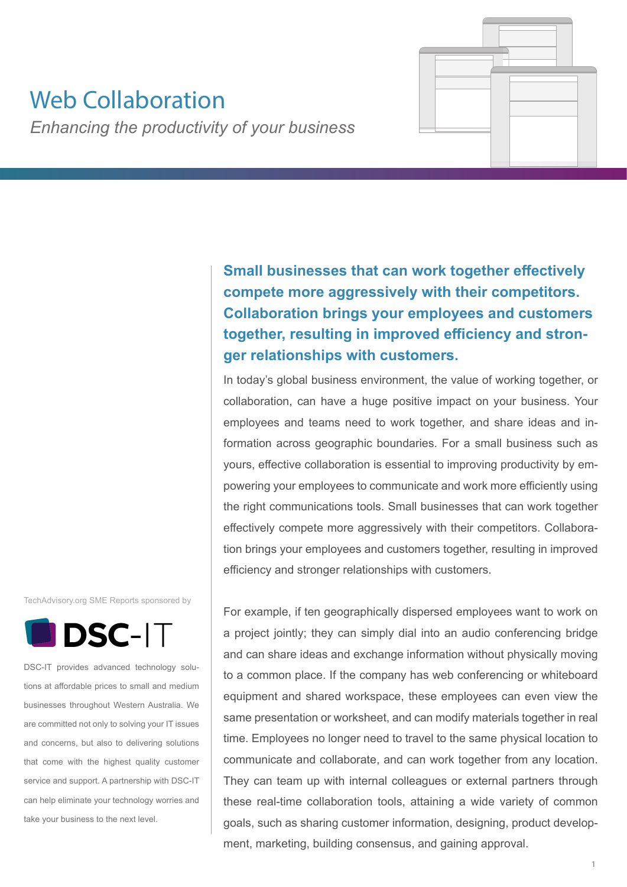# Web Collaboration

*Enhancing the productivity of your business*

**Small businesses that can work together effectively compete more aggressively with their competitors. Collaboration brings your employees and customers together, resulting in improved efficiency and stronger relationships with customers.**

In today's global business environment, the value of working together, or collaboration, can have a huge positive impact on your business. Your employees and teams need to work together, and share ideas and information across geographic boundaries. For a small business such as yours, effective collaboration is essential to improving productivity by empowering your employees to communicate and work more efficiently using the right communications tools. Small businesses that can work together effectively compete more aggressively with their competitors. Collaboration brings your employees and customers together, resulting in improved efficiency and stronger relationships with customers.

For example, if ten geographically dispersed employees want to work on a project jointly; they can simply dial into an audio conferencing bridge and can share ideas and exchange information without physically moving to a common place. If the company has web conferencing or whiteboard equipment and shared workspace, these employees can even view the same presentation or worksheet, and can modify materials together in real time. Employees no longer need to travel to the same physical location to communicate and collaborate, and can work together from any location. They can team up with internal colleagues or external partners through these real-time collaboration tools, attaining a wide variety of common goals, such as sharing customer information, designing, product development, marketing, building consensus, and gaining approval.

TechAdvisory.org SME Reports sponsored by

**DSC-IT**

DSC-IT provides advanced technology solutions at affordable prices to small and medium businesses throughout Western Australia. We are committed not only to solving your IT issues and concerns, but also to delivering solutions that come with the highest quality customer service and support. A partnership with DSC-IT can help eliminate your technology worries and take your business to the next level.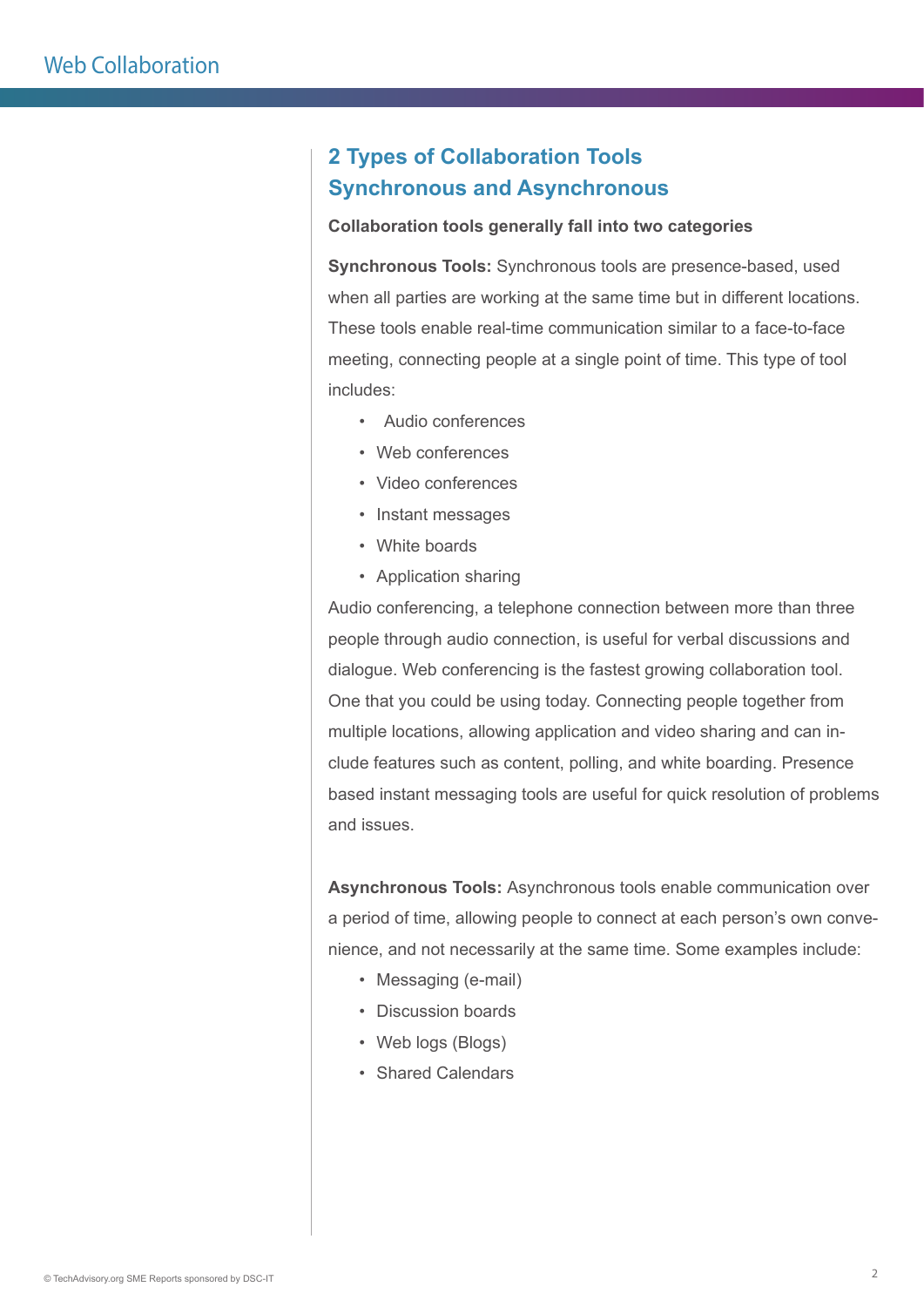## 2 Types of Collaboration Tools Synchronous and Asynchronous

**Collaboration tools generally fall into two categories**

**Synchronous Tools:** Synchronous tools are presence-based, used when all parties are working at the same time but in different locations. These tools enable real-time communication similar to a face-to-face meeting, connecting people at a single point of time. This type of tool includes:

- Audio conferences
- Web conferences
- Video conferences
- Instant messages
- White boards
- Application sharing

Audio conferencing, a telephone connection between more than three people through audio connection, is useful for verbal discussions and dialogue. Web conferencing is the fastest growing collaboration tool. One that you could be using today. Connecting people together from multiple locations, allowing application and video sharing and can include features such as content, polling, and white boarding. Presence based instant messaging tools are useful for quick resolution of problems and issues.

**Asynchronous Tools:** Asynchronous tools enable communication over a period of time, allowing people to connect at each person's own convenience, and not necessarily at the same time. Some examples include:

- Messaging (e-mail)
- Discussion boards
- Web logs (Blogs)
- Shared Calendars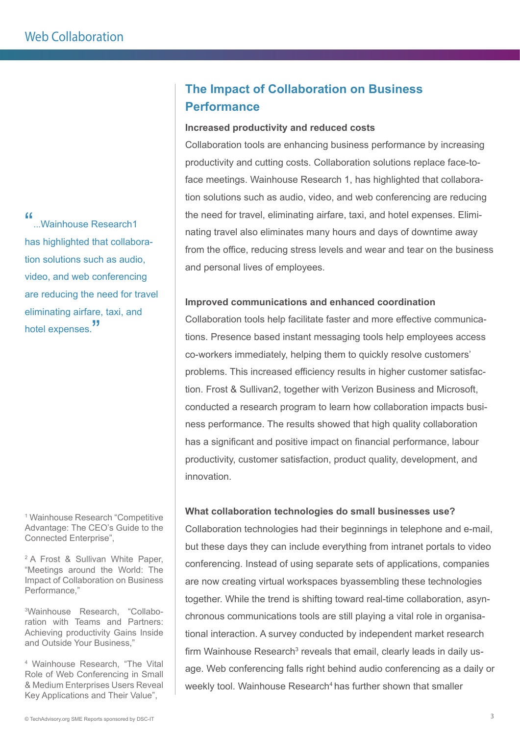## The Impact of Collaboration on Business Performance

> "...Wainhouse Research1 has highlighted that collaboration solutions such as audio, video, and web conferencing are reducing the need for travel eliminating airfare, taxi, and hotel expenses."

### Increased productivity and reduced costs

Collaboration tools are enhancing business performance by increasing productivity and cutting costs. Collaboration solutions replace face-to-face meetings. Wainhouse Research 1, has highlighted that collaboration solutions such as audio, video, and web conferencing are reducing the need for travel, eliminating airfare, taxi, and hotel expenses. Eliminating travel also eliminates many hours and days of downtime away from the office, reducing stress levels and wear and tear on the business and personal lives of employees.

### Improved communications and enhanced coordination

Collaboration tools help facilitate faster and more effective communications. Presence based instant messaging tools help employees access co-workers immediately, helping them to quickly resolve customers' problems. This increased efficiency results in higher customer satisfaction. Frost & Sullivan2, together with Verizon Business and Microsoft, conducted a research program to learn how collaboration impacts business performance. The results showed that high quality collaboration has a significant and positive impact on financial performance, labour productivity, customer satisfaction, product quality, development, and innovation.

### What collaboration technologies do small businesses use?

Collaboration technologies had their beginnings in telephone and e-mail, but these days they can include everything from intranet portals to video conferencing. Instead of using separate sets of applications, companies are now creating virtual workspaces byassembling these technologies together. While the trend is shifting toward real-time collaboration, asynchronous communications tools are still playing a vital role in organisational interaction. A survey conducted by independent market research firm Wainhouse Research[3] reveals that email, clearly leads in daily usage. Web conferencing falls right behind audio conferencing as a daily or weekly tool. Wainhouse Research[4] has further shown that smaller

[1] Wainhouse Research "Competitive Advantage: The CEO's Guide to the Connected Enterprise",

[2] A Frost & Sullivan White Paper, "Meetings around the World: The Impact of Collaboration on Business Performance,"

[3] Wainhouse Research, "Collaboration with Teams and Partners: Achieving productivity Gains Inside and Outside Your Business,"

[4] Wainhouse Research, "The Vital Role of Web Conferencing in Small & Medium Enterprises Users Reveal Key Applications and Their Value",

© TechAdvisory.org SME Reports sponsored by DSC-IT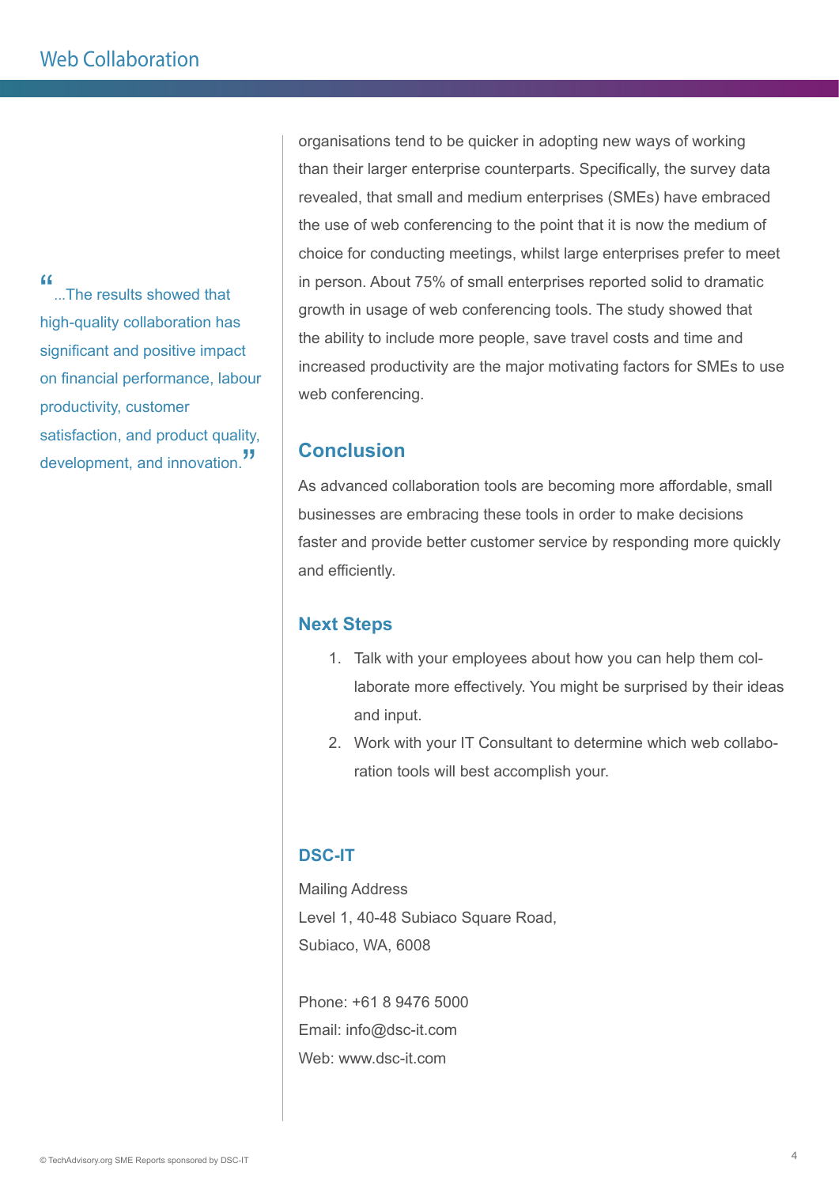> "...The results showed that high-quality collaboration has significant and positive impact on financial performance, labour productivity, customer satisfaction, and product quality, development, and innovation."

organisations tend to be quicker in adopting new ways of working than their larger enterprise counterparts. Specifically, the survey data revealed, that small and medium enterprises (SMEs) have embraced the use of web conferencing to the point that it is now the medium of choice for conducting meetings, whilst large enterprises prefer to meet in person. About 75% of small enterprises reported solid to dramatic growth in usage of web conferencing tools. The study showed that the ability to include more people, save travel costs and time and increased productivity are the major motivating factors for SMEs to use web conferencing.

## Conclusion

As advanced collaboration tools are becoming more affordable, small businesses are embracing these tools in order to make decisions faster and provide better customer service by responding more quickly and efficiently.

## Next Steps

1. Talk with your employees about how you can help them collaborate more effectively. You might be surprised by their ideas and input.
2. Work with your IT Consultant to determine which web collaboration tools will best accomplish your.

## DSC-IT

Mailing Address
Level 1, 40-48 Subiaco Square Road,
Subiaco, WA, 6008

Phone: +61 8 9476 5000
Email: info@dsc-it.com
Web: www.dsc-it.com